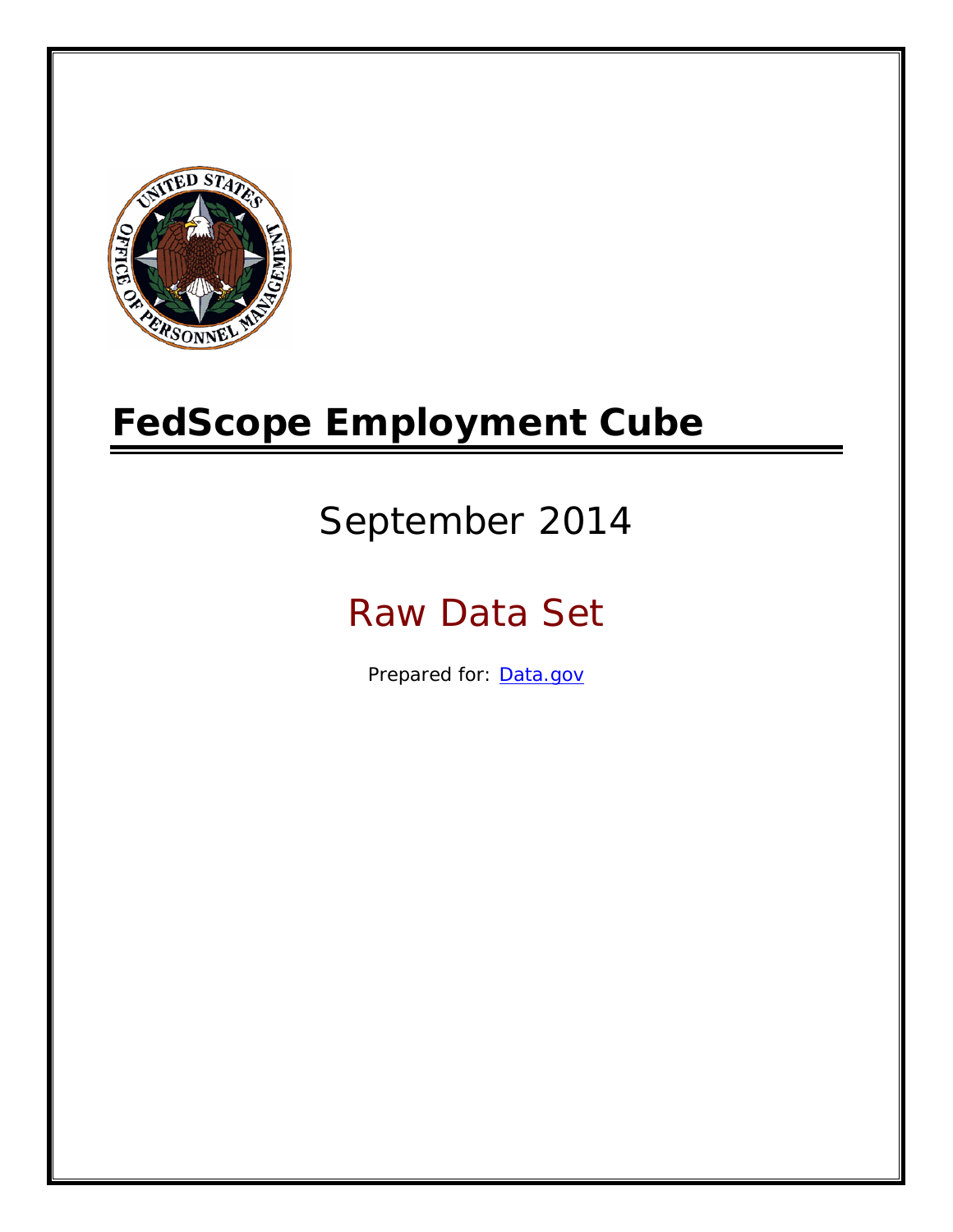# FedScope Employment Cube

September 2014

Raw Data Set

Prepared for: [Data.gov](Data.gov)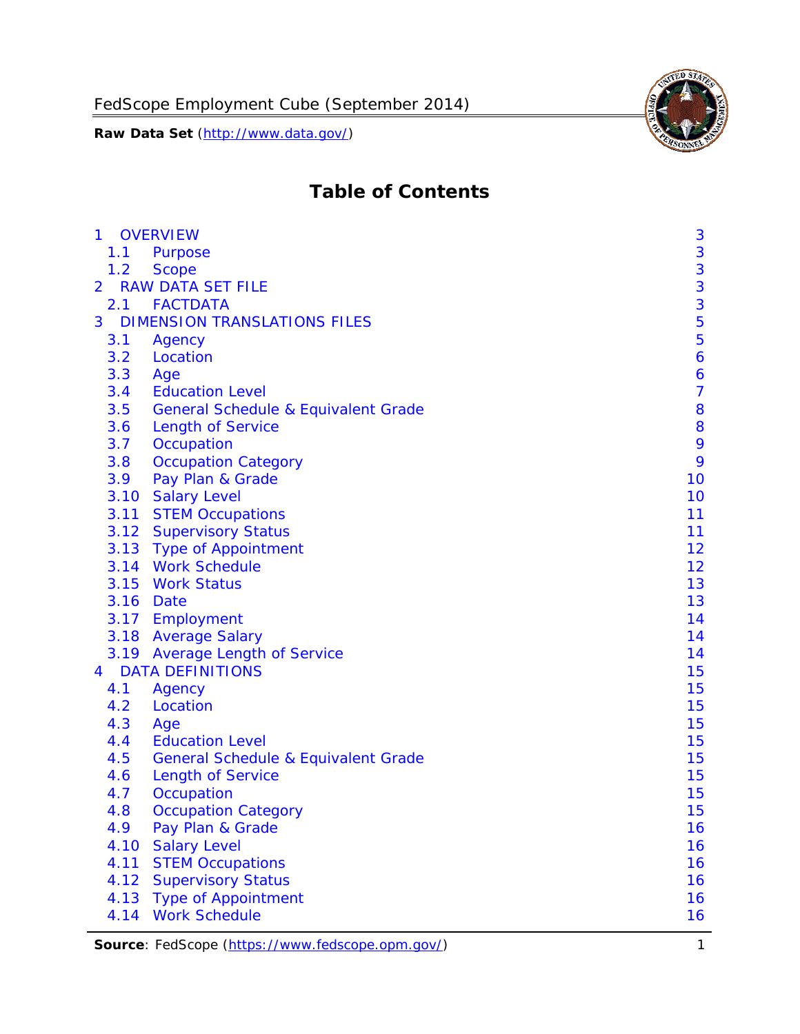FedScope Employment Cube (September 2014)

**Raw Data Set** (http://www.data.gov/)

# Table of Contents

| | |
|---|---|
| 1 OVERVIEW | 3 |
| 1.1 Purpose | 3 |
| 1.2 Scope | 3 |
| 2 RAW DATA SET FILE | 3 |
| 2.1 FACTDATA | 3 |
| 3 DIMENSION TRANSLATIONS FILES | 5 |
| 3.1 Agency | 5 |
| 3.2 Location | 6 |
| 3.3 Age | 6 |
| 3.4 Education Level | 7 |
| 3.5 General Schedule & Equivalent Grade | 8 |
| 3.6 Length of Service | 8 |
| 3.7 Occupation | 9 |
| 3.8 Occupation Category | 9 |
| 3.9 Pay Plan & Grade | 10 |
| 3.10 Salary Level | 10 |
| 3.11 STEM Occupations | 11 |
| 3.12 Supervisory Status | 11 |
| 3.13 Type of Appointment | 12 |
| 3.14 Work Schedule | 12 |
| 3.15 Work Status | 13 |
| 3.16 Date | 13 |
| 3.17 Employment | 14 |
| 3.18 Average Salary | 14 |
| 3.19 Average Length of Service | 14 |
| 4 DATA DEFINITIONS | 15 |
| 4.1 Agency | 15 |
| 4.2 Location | 15 |
| 4.3 Age | 15 |
| 4.4 Education Level | 15 |
| 4.5 General Schedule & Equivalent Grade | 15 |
| 4.6 Length of Service | 15 |
| 4.7 Occupation | 15 |
| 4.8 Occupation Category | 15 |
| 4.9 Pay Plan & Grade | 16 |
| 4.10 Salary Level | 16 |
| 4.11 STEM Occupations | 16 |
| 4.12 Supervisory Status | 16 |
| 4.13 Type of Appointment | 16 |
| 4.14 Work Schedule | 16 |

**Source**: FedScope (https://www.fedscope.opm.gov/)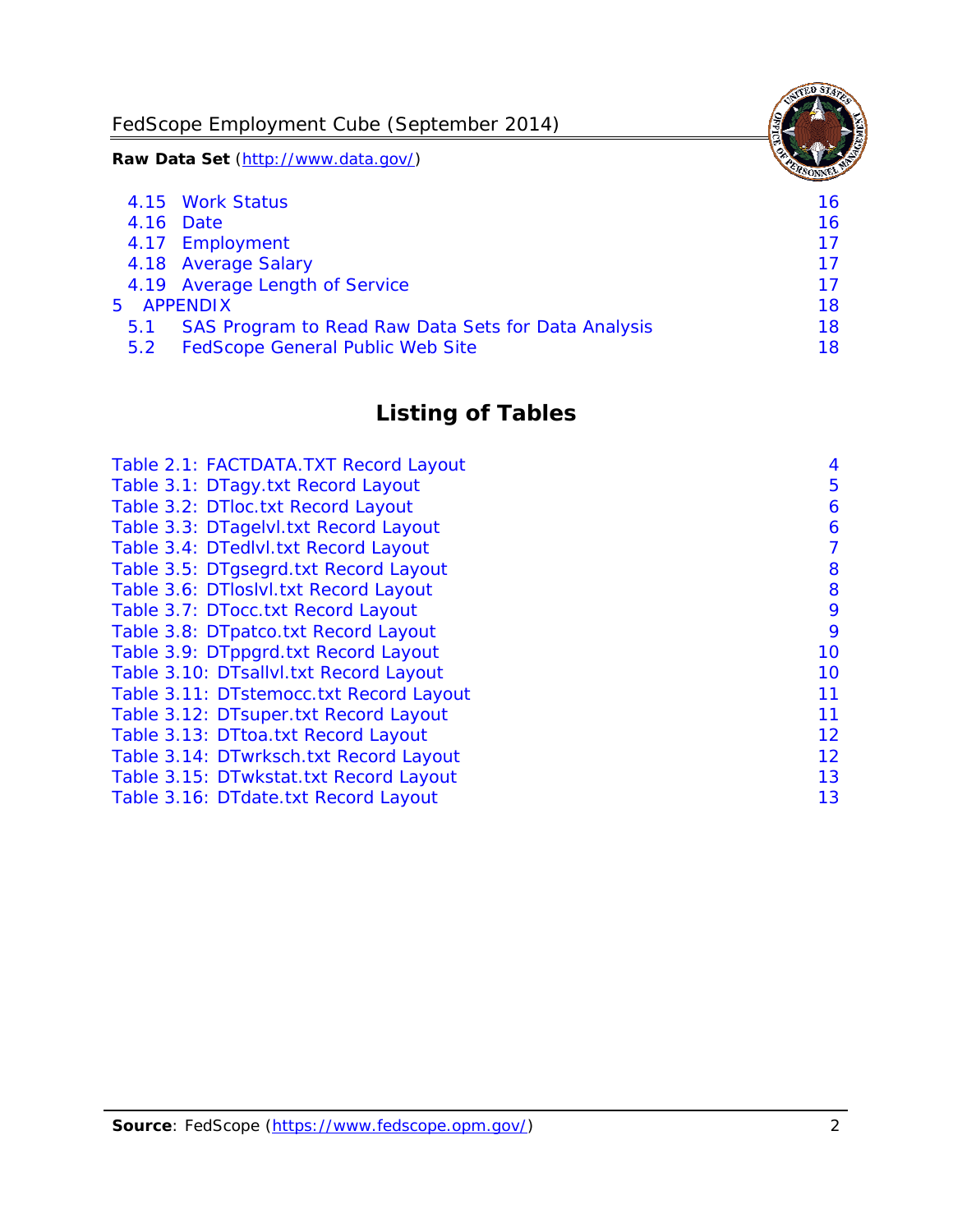4.15 Work Status 16
4.16 Date 16
4.17 Employment 17
4.18 Average Salary 17
4.19 Average Length of Service 17
5 APPENDIX 18
5.1 SAS Program to Read Raw Data Sets for Data Analysis 18
5.2 FedScope General Public Web Site 18

## Listing of Tables

Table 2.1: FACTDATA.TXT Record Layout 4
Table 3.1: DTagy.txt Record Layout 5
Table 3.2: DTloc.txt Record Layout 6
Table 3.3: DTagelvl.txt Record Layout 6
Table 3.4: DTedlvl.txt Record Layout 7
Table 3.5: DTgsegrd.txt Record Layout 8
Table 3.6: DTloslvl.txt Record Layout 8
Table 3.7: DTocc.txt Record Layout 9
Table 3.8: DTpatco.txt Record Layout 9
Table 3.9: DTppgrd.txt Record Layout 10
Table 3.10: DTsallvl.txt Record Layout 10
Table 3.11: DTstemocc.txt Record Layout 11
Table 3.12: DTsuper.txt Record Layout 11
Table 3.13: DTtoa.txt Record Layout 12
Table 3.14: DTwrksch.txt Record Layout 12
Table 3.15: DTwkstat.txt Record Layout 13
Table 3.16: DTdate.txt Record Layout 13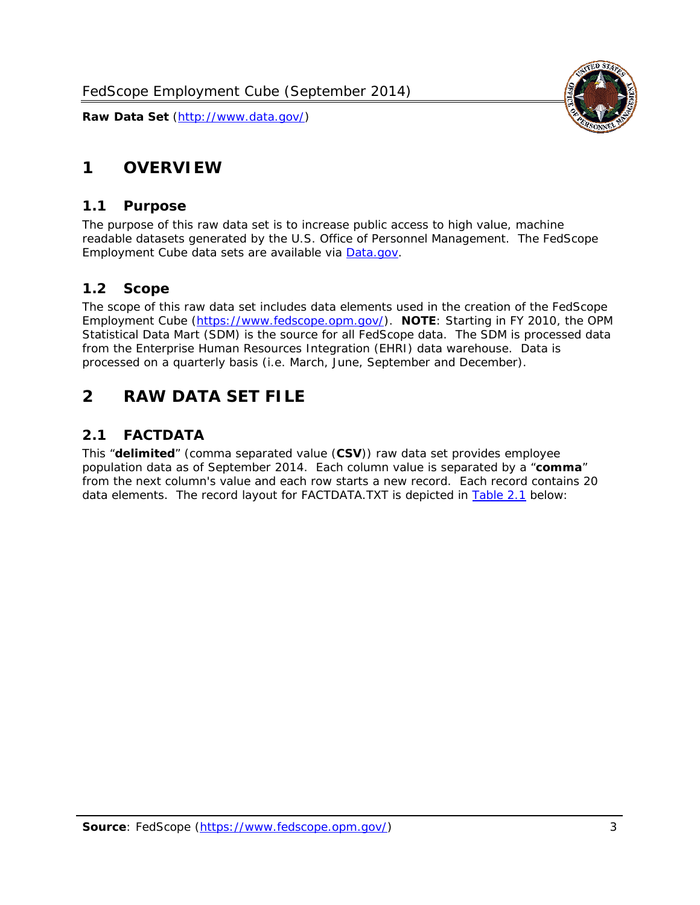# 1 OVERVIEW

## 1.1 Purpose

The purpose of this raw data set is to increase public access to high value, machine readable datasets generated by the U.S. Office of Personnel Management. The FedScope Employment Cube data sets are available via [Data.gov](http://www.data.gov/).

## 1.2 Scope

The scope of this raw data set includes data elements used in the creation of the FedScope Employment Cube ([https://www.fedscope.opm.gov/](https://www.fedscope.opm.gov/)). **NOTE**: Starting in FY 2010, the OPM Statistical Data Mart (SDM) is the source for all FedScope data. The SDM is processed data from the Enterprise Human Resources Integration (EHRI) data warehouse. Data is processed on a quarterly basis (i.e. March, June, September and December).

# 2 RAW DATA SET FILE

## 2.1 FACTDATA

This "**delimited**" (comma separated value (**CSV**)) raw data set provides employee population data as of September 2014. Each column value is separated by a "**comma**" from the next column's value and each row starts a new record. Each record contains 20 data elements. The record layout for FACTDATA.TXT is depicted in Table 2.1 below: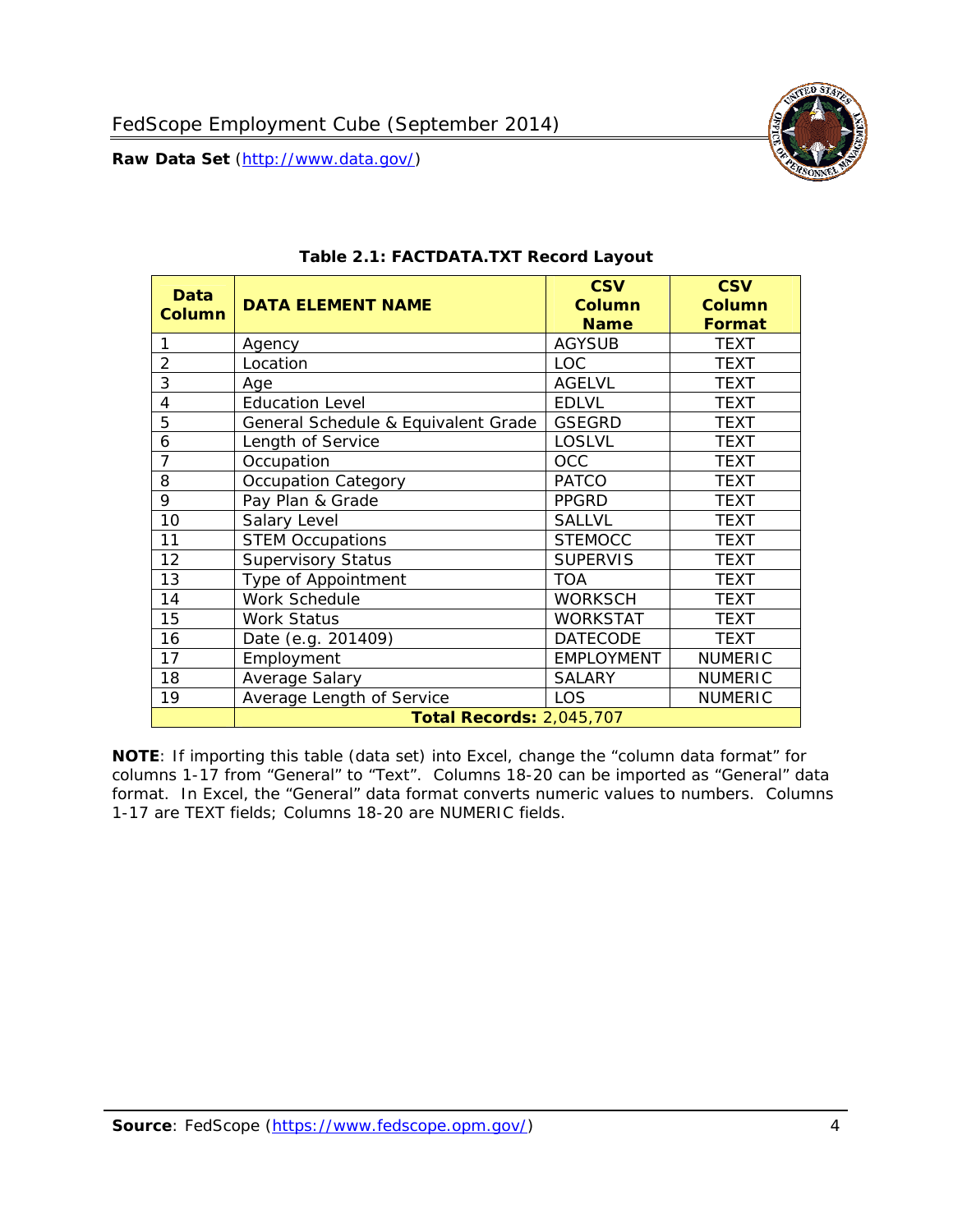**Table 2.1: FACTDATA.TXT Record Layout**

| Data Column | DATA ELEMENT NAME | CSV Column Name | CSV Column Format |
|---|---|---|---|
| 1 | Agency | AGYSUB | TEXT |
| 2 | Location | LOC | TEXT |
| 3 | Age | AGELVL | TEXT |
| 4 | Education Level | EDLVL | TEXT |
| 5 | General Schedule & Equivalent Grade | GSEGRD | TEXT |
| 6 | Length of Service | LOSLVL | TEXT |
| 7 | Occupation | OCC | TEXT |
| 8 | Occupation Category | PATCO | TEXT |
| 9 | Pay Plan & Grade | PPGRD | TEXT |
| 10 | Salary Level | SALLVL | TEXT |
| 11 | STEM Occupations | STEMOCC | TEXT |
| 12 | Supervisory Status | SUPERVIS | TEXT |
| 13 | Type of Appointment | TOA | TEXT |
| 14 | Work Schedule | WORKSCH | TEXT |
| 15 | Work Status | WORKSTAT | TEXT |
| 16 | Date (e.g. 201409) | DATECODE | TEXT |
| 17 | Employment | EMPLOYMENT | NUMERIC |
| 18 | Average Salary | SALARY | NUMERIC |
| 19 | Average Length of Service | LOS | NUMERIC |
| | **Total Records:** 2,045,707 | | |

**NOTE**: If importing this table (data set) into Excel, change the "column data format" for columns 1-17 from "General" to "Text". Columns 18-20 can be imported as "General" data format. In Excel, the "General" data format converts numeric values to numbers. Columns 1-17 are TEXT fields; Columns 18-20 are NUMERIC fields.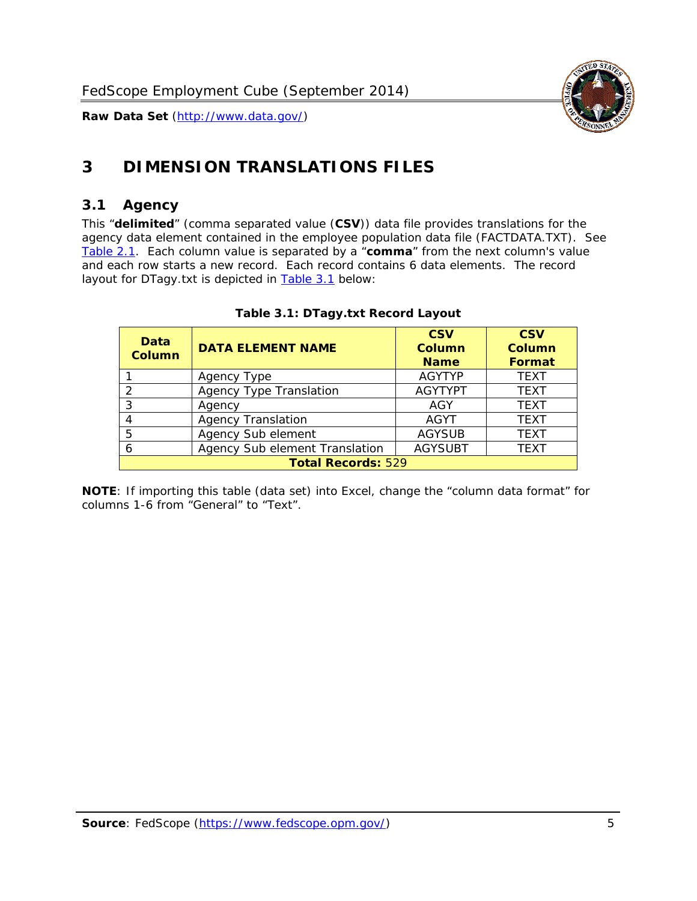# 3 DIMENSION TRANSLATIONS FILES

## 3.1 Agency

This "**delimited**" (comma separated value (**CSV**)) data file provides translations for the agency data element contained in the employee population data file (FACTDATA.TXT). See Table 2.1. Each column value is separated by a "**comma**" from the next column's value and each row starts a new record. Each record contains 6 data elements. The record layout for DTagy.txt is depicted in Table 3.1 below:

**Table 3.1: DTagy.txt Record Layout**

| Data Column | DATA ELEMENT NAME | CSV Column Name | CSV Column Format |
|---|---|---|---|
| 1 | Agency Type | AGYTYP | TEXT |
| 2 | Agency Type Translation | AGYTYPT | TEXT |
| 3 | Agency | AGY | TEXT |
| 4 | Agency Translation | AGYT | TEXT |
| 5 | Agency Sub element | AGYSUB | TEXT |
| 6 | Agency Sub element Translation | AGYSUBT | TEXT |
| **Total Records:** 529 | | | |

**NOTE**: If importing this table (data set) into Excel, change the "column data format" for columns 1-6 from "General" to "Text".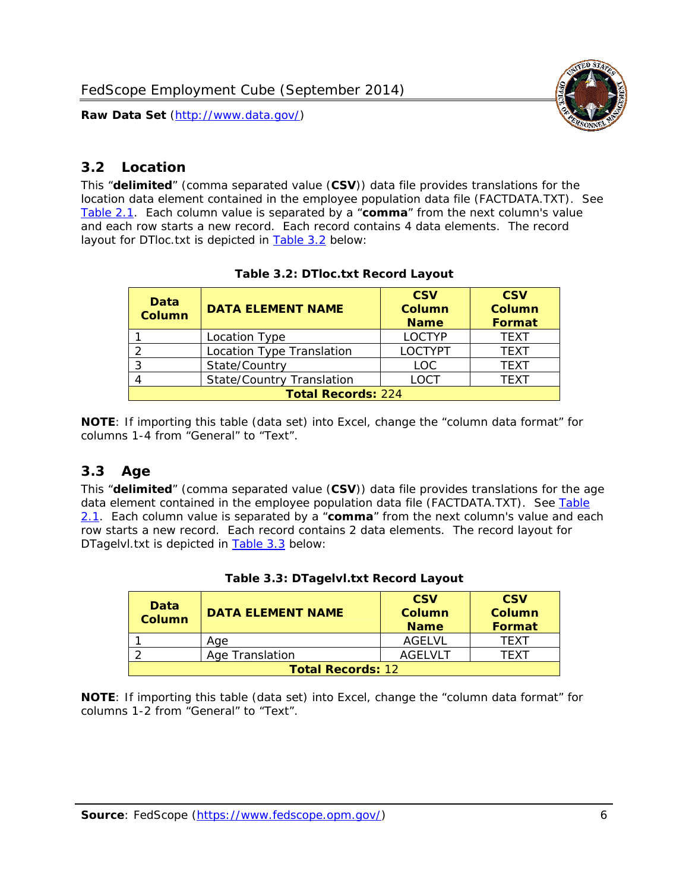## 3.2 Location

This "**delimited**" (comma separated value (**CSV**)) data file provides translations for the location data element contained in the employee population data file (FACTDATA.TXT). See Table 2.1. Each column value is separated by a "**comma**" from the next column's value and each row starts a new record. Each record contains 4 data elements. The record layout for DTloc.txt is depicted in Table 3.2 below:

**Table 3.2: DTloc.txt Record Layout**

| Data Column | DATA ELEMENT NAME | CSV Column Name | CSV Column Format |
|---|---|---|---|
| 1 | Location Type | LOCTYP | TEXT |
| 2 | Location Type Translation | LOCTYPT | TEXT |
| 3 | State/Country | LOC | TEXT |
| 4 | State/Country Translation | LOCT | TEXT |
| **Total Records:** 224 | | | |

**NOTE**: If importing this table (data set) into Excel, change the "column data format" for columns 1-4 from "General" to "Text".

## 3.3 Age

This "**delimited**" (comma separated value (**CSV**)) data file provides translations for the age data element contained in the employee population data file (FACTDATA.TXT). See Table 2.1. Each column value is separated by a "**comma**" from the next column's value and each row starts a new record. Each record contains 2 data elements. The record layout for DTagelvl.txt is depicted in Table 3.3 below:

**Table 3.3: DTagelvl.txt Record Layout**

| Data Column | DATA ELEMENT NAME | CSV Column Name | CSV Column Format |
|---|---|---|---|
| 1 | Age | AGELVL | TEXT |
| 2 | Age Translation | AGELVLT | TEXT |
| **Total Records:** 12 | | | |

**NOTE**: If importing this table (data set) into Excel, change the "column data format" for columns 1-2 from "General" to "Text".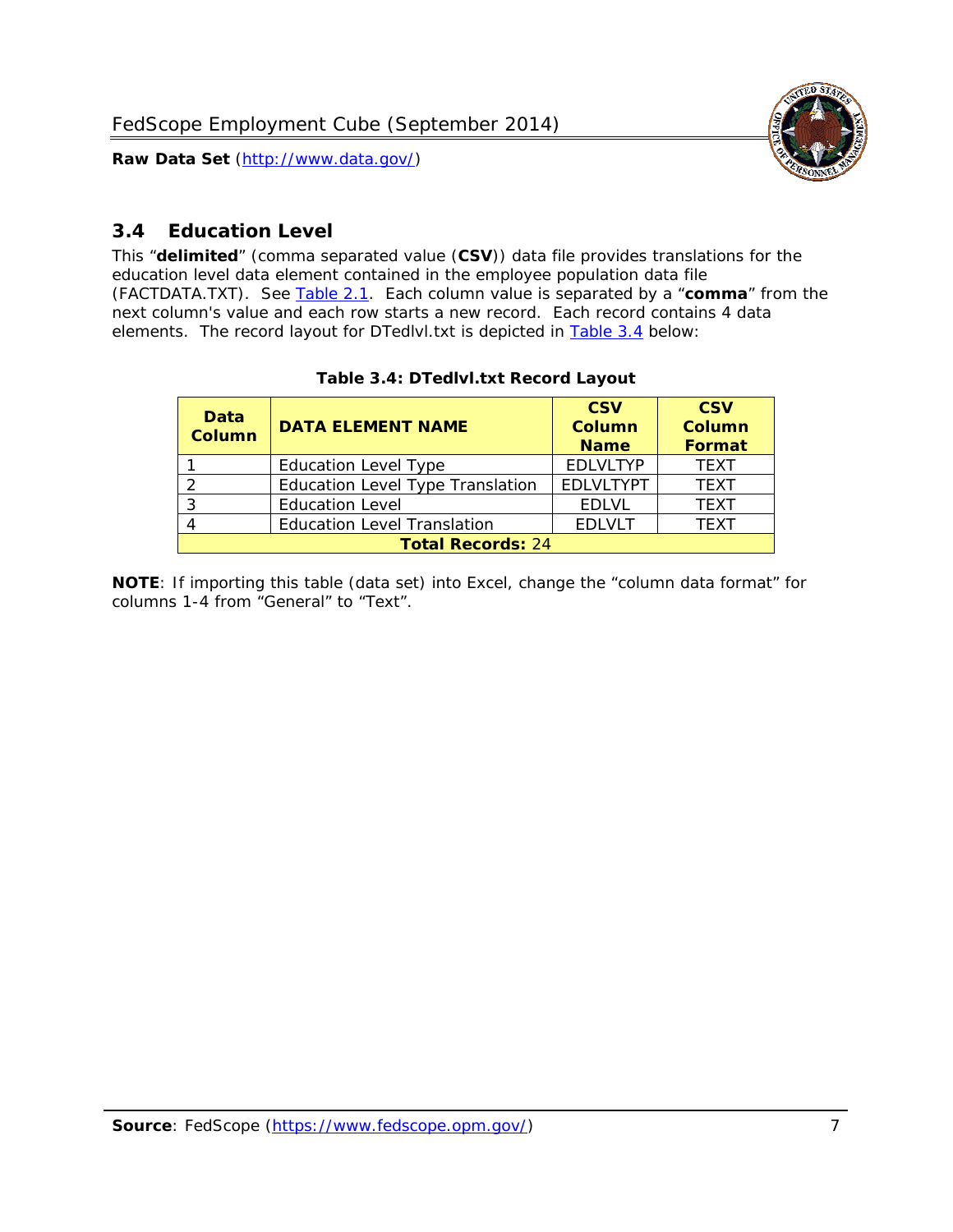## 3.4 Education Level

This "**delimited**" (comma separated value (**CSV**)) data file provides translations for the education level data element contained in the employee population data file (FACTDATA.TXT). See Table 2.1. Each column value is separated by a "**comma**" from the next column's value and each row starts a new record. Each record contains 4 data elements. The record layout for DTedlvl.txt is depicted in Table 3.4 below:

**Table 3.4: DTedlvl.txt Record Layout**

| Data Column | DATA ELEMENT NAME | CSV Column Name | CSV Column Format |
|---|---|---|---|
| 1 | Education Level Type | EDLVLTYP | TEXT |
| 2 | Education Level Type Translation | EDLVLTYPT | TEXT |
| 3 | Education Level | EDLVL | TEXT |
| 4 | Education Level Translation | EDLVLT | TEXT |
| **Total Records:** 24 | | | |

**NOTE**: If importing this table (data set) into Excel, change the "column data format" for columns 1-4 from "General" to "Text".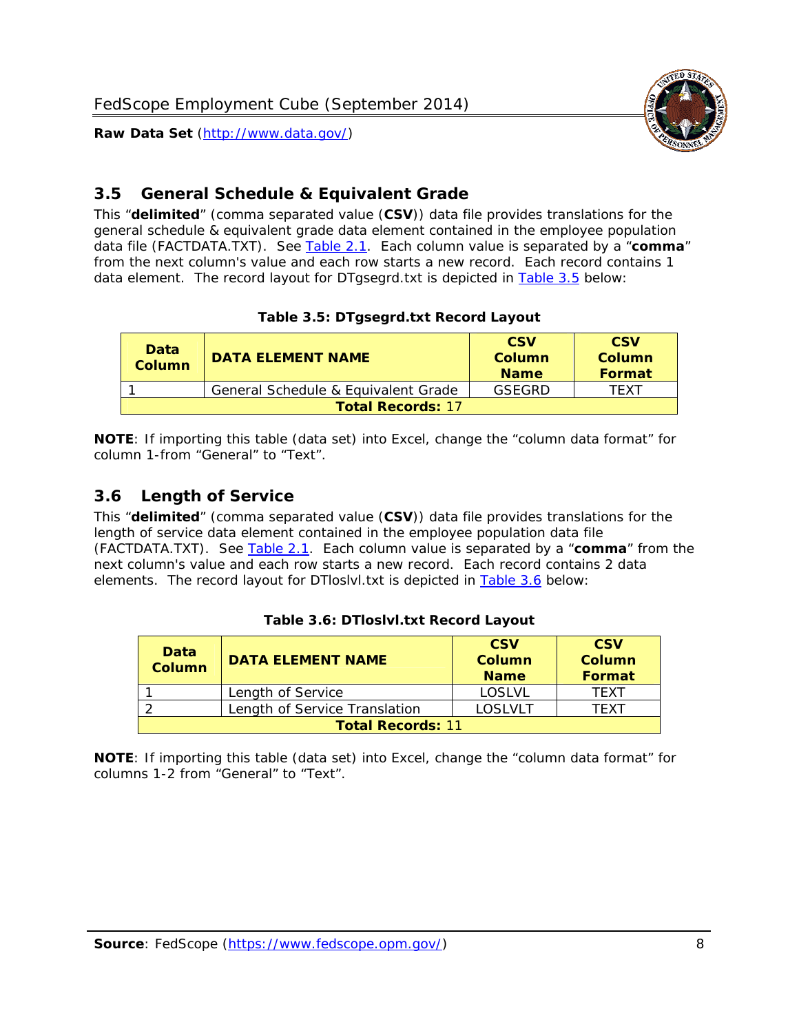## 3.5 General Schedule & Equivalent Grade

This "**delimited**" (comma separated value (**CSV**)) data file provides translations for the general schedule & equivalent grade data element contained in the employee population data file (FACTDATA.TXT). See Table 2.1. Each column value is separated by a "**comma**" from the next column's value and each row starts a new record. Each record contains 1 data element. The record layout for DTgsegrd.txt is depicted in Table 3.5 below:

**Table 3.5: DTgsegrd.txt Record Layout**

| Data Column | DATA ELEMENT NAME | CSV Column Name | CSV Column Format |
|---|---|---|---|
| 1 | General Schedule & Equivalent Grade | GSEGRD | TEXT |
| **Total Records:** 17 | | | |

**NOTE**: If importing this table (data set) into Excel, change the "column data format" for column 1-from "General" to "Text".

## 3.6 Length of Service

This "**delimited**" (comma separated value (**CSV**)) data file provides translations for the length of service data element contained in the employee population data file (FACTDATA.TXT). See Table 2.1. Each column value is separated by a "**comma**" from the next column's value and each row starts a new record. Each record contains 2 data elements. The record layout for DTloslvl.txt is depicted in Table 3.6 below:

**Table 3.6: DTloslvl.txt Record Layout**

| Data Column | DATA ELEMENT NAME | CSV Column Name | CSV Column Format |
|---|---|---|---|
| 1 | Length of Service | LOSLVL | TEXT |
| 2 | Length of Service Translation | LOSLVLT | TEXT |
| **Total Records:** 11 | | | |

**NOTE**: If importing this table (data set) into Excel, change the "column data format" for columns 1-2 from "General" to "Text".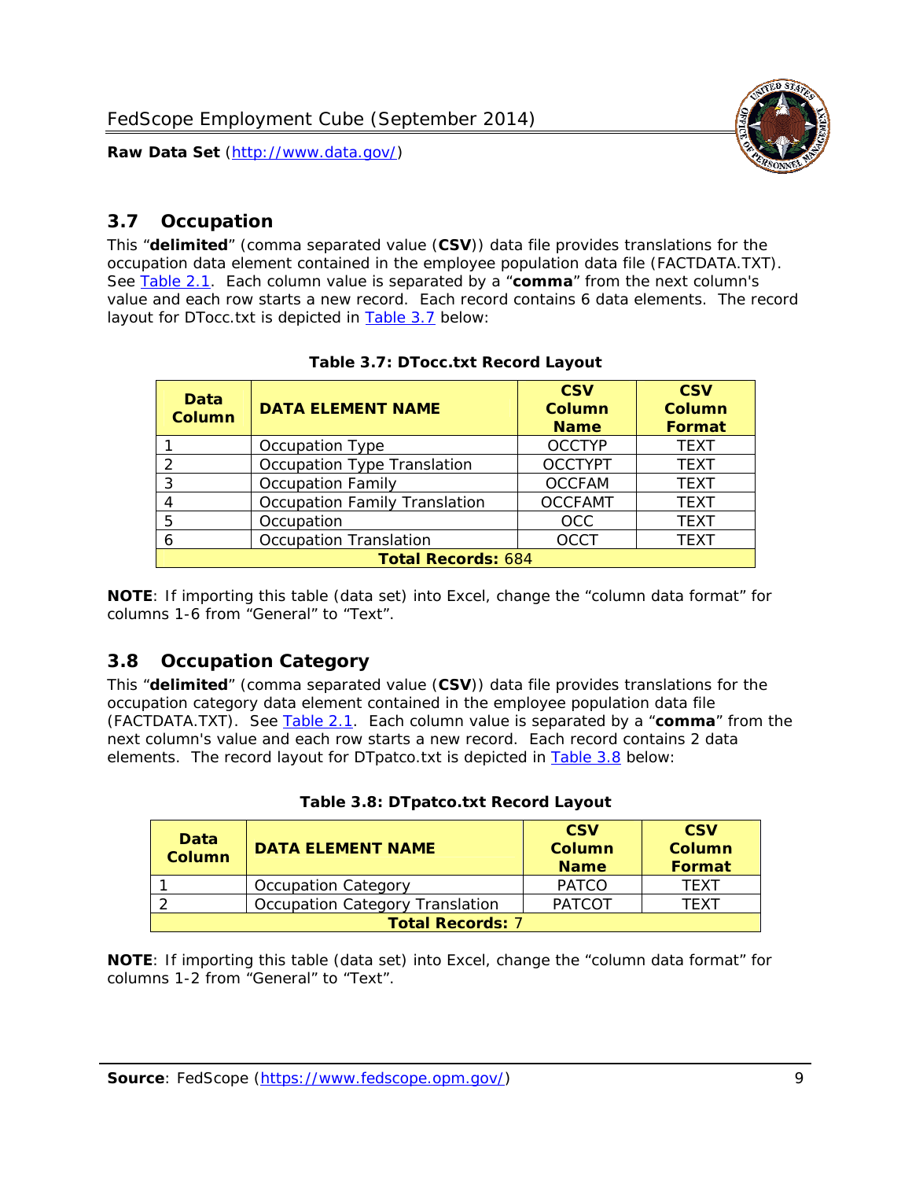## 3.7 Occupation

This "**delimited**" (comma separated value (**CSV**)) data file provides translations for the occupation data element contained in the employee population data file (FACTDATA.TXT). See Table 2.1. Each column value is separated by a "**comma**" from the next column's value and each row starts a new record. Each record contains 6 data elements. The record layout for DTocc.txt is depicted in Table 3.7 below:

**Table 3.7: DTocc.txt Record Layout**

| Data Column | DATA ELEMENT NAME | CSV Column Name | CSV Column Format |
|---|---|---|---|
| 1 | Occupation Type | OCCTYP | TEXT |
| 2 | Occupation Type Translation | OCCTYPT | TEXT |
| 3 | Occupation Family | OCCFAM | TEXT |
| 4 | Occupation Family Translation | OCCFAMT | TEXT |
| 5 | Occupation | OCC | TEXT |
| 6 | Occupation Translation | OCCT | TEXT |
| **Total Records:** 684 | | | |

**NOTE**: If importing this table (data set) into Excel, change the "column data format" for columns 1-6 from "General" to "Text".

## 3.8 Occupation Category

This "**delimited**" (comma separated value (**CSV**)) data file provides translations for the occupation category data element contained in the employee population data file (FACTDATA.TXT). See Table 2.1. Each column value is separated by a "**comma**" from the next column's value and each row starts a new record. Each record contains 2 data elements. The record layout for DTpatco.txt is depicted in Table 3.8 below:

**Table 3.8: DTpatco.txt Record Layout**

| Data Column | DATA ELEMENT NAME | CSV Column Name | CSV Column Format |
|---|---|---|---|
| 1 | Occupation Category | PATCO | TEXT |
| 2 | Occupation Category Translation | PATCOT | TEXT |
| **Total Records:** 7 | | | |

**NOTE**: If importing this table (data set) into Excel, change the "column data format" for columns 1-2 from "General" to "Text".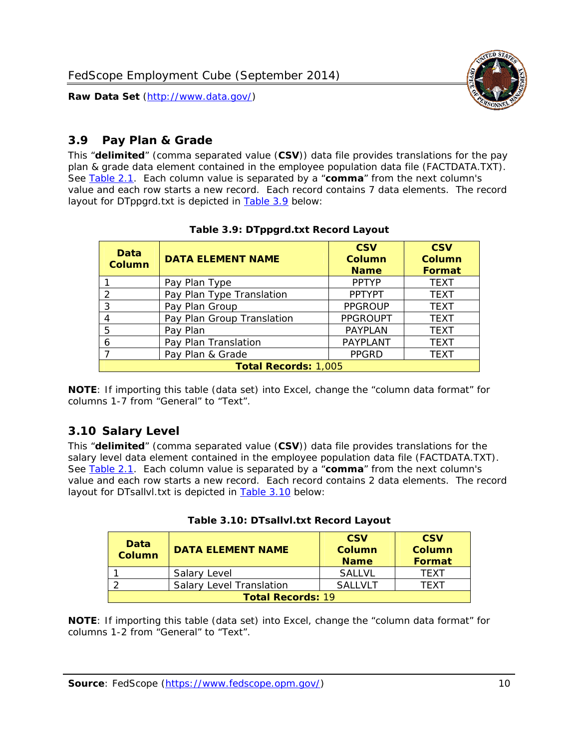## 3.9 Pay Plan & Grade

This "**delimited**" (comma separated value (**CSV**)) data file provides translations for the pay plan & grade data element contained in the employee population data file (FACTDATA.TXT). See Table 2.1. Each column value is separated by a "**comma**" from the next column's value and each row starts a new record. Each record contains 7 data elements. The record layout for DTppgrd.txt is depicted in Table 3.9 below:

**Table 3.9: DTppgrd.txt Record Layout**

| Data Column | DATA ELEMENT NAME | CSV Column Name | CSV Column Format |
|---|---|---|---|
| 1 | Pay Plan Type | PPTYP | TEXT |
| 2 | Pay Plan Type Translation | PPTYPT | TEXT |
| 3 | Pay Plan Group | PPGROUP | TEXT |
| 4 | Pay Plan Group Translation | PPGROUPT | TEXT |
| 5 | Pay Plan | PAYPLAN | TEXT |
| 6 | Pay Plan Translation | PAYPLANT | TEXT |
| 7 | Pay Plan & Grade | PPGRD | TEXT |
| **Total Records:** 1,005 | | | |

**NOTE**: If importing this table (data set) into Excel, change the "column data format" for columns 1-7 from "General" to "Text".

## 3.10 Salary Level

This "**delimited**" (comma separated value (**CSV**)) data file provides translations for the salary level data element contained in the employee population data file (FACTDATA.TXT). See Table 2.1. Each column value is separated by a "**comma**" from the next column's value and each row starts a new record. Each record contains 2 data elements. The record layout for DTsallvl.txt is depicted in Table 3.10 below:

**Table 3.10: DTsallvl.txt Record Layout**

| Data Column | DATA ELEMENT NAME | CSV Column Name | CSV Column Format |
|---|---|---|---|
| 1 | Salary Level | SALLVL | TEXT |
| 2 | Salary Level Translation | SALLVLT | TEXT |
| **Total Records:** 19 | | | |

**NOTE**: If importing this table (data set) into Excel, change the "column data format" for columns 1-2 from "General" to "Text".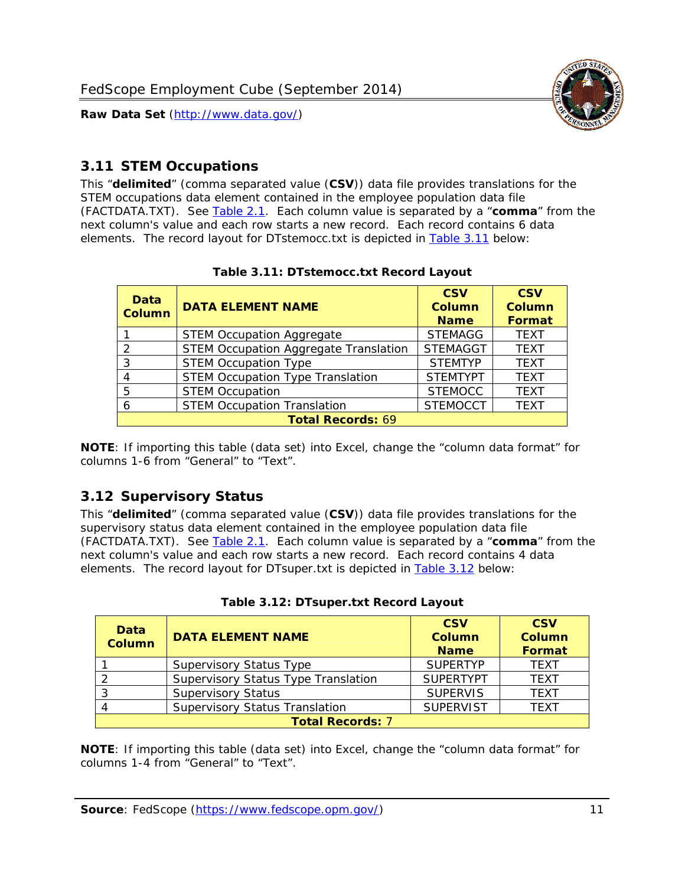## 3.11 STEM Occupations

This "**delimited**" (comma separated value (**CSV**)) data file provides translations for the STEM occupations data element contained in the employee population data file (FACTDATA.TXT). See Table 2.1. Each column value is separated by a "**comma**" from the next column's value and each row starts a new record. Each record contains 6 data elements. The record layout for DTstemocc.txt is depicted in Table 3.11 below:

**Table 3.11: DTstemocc.txt Record Layout**

| Data Column | DATA ELEMENT NAME | CSV Column Name | CSV Column Format |
|---|---|---|---|
| 1 | STEM Occupation Aggregate | STEMAGG | TEXT |
| 2 | STEM Occupation Aggregate Translation | STEMAGGT | TEXT |
| 3 | STEM Occupation Type | STEMTYP | TEXT |
| 4 | STEM Occupation Type Translation | STEMTYPT | TEXT |
| 5 | STEM Occupation | STEMOCC | TEXT |
| 6 | STEM Occupation Translation | STEMOCCT | TEXT |
| **Total Records: 69** | | | |

**NOTE**: If importing this table (data set) into Excel, change the "column data format" for columns 1-6 from "General" to "Text".

## 3.12 Supervisory Status

This "**delimited**" (comma separated value (**CSV**)) data file provides translations for the supervisory status data element contained in the employee population data file (FACTDATA.TXT). See Table 2.1. Each column value is separated by a "**comma**" from the next column's value and each row starts a new record. Each record contains 4 data elements. The record layout for DTsuper.txt is depicted in Table 3.12 below:

**Table 3.12: DTsuper.txt Record Layout**

| Data Column | DATA ELEMENT NAME | CSV Column Name | CSV Column Format |
|---|---|---|---|
| 1 | Supervisory Status Type | SUPERTYP | TEXT |
| 2 | Supervisory Status Type Translation | SUPERTYPT | TEXT |
| 3 | Supervisory Status | SUPERVIS | TEXT |
| 4 | Supervisory Status Translation | SUPERVIST | TEXT |
| **Total Records: 7** | | | |

**NOTE**: If importing this table (data set) into Excel, change the "column data format" for columns 1-4 from "General" to "Text".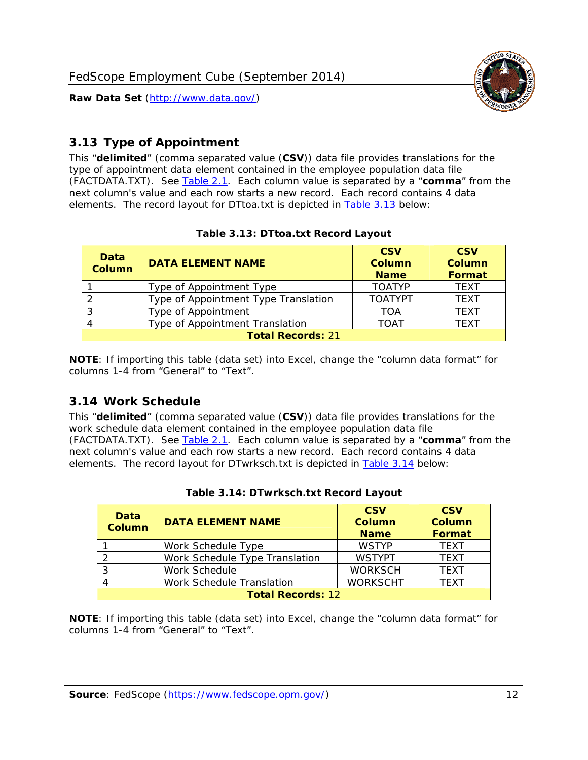## 3.13 Type of Appointment

This "**delimited**" (comma separated value (**CSV**)) data file provides translations for the type of appointment data element contained in the employee population data file (FACTDATA.TXT). See Table 2.1. Each column value is separated by a "**comma**" from the next column's value and each row starts a new record. Each record contains 4 data elements. The record layout for DTtoa.txt is depicted in Table 3.13 below:

**Table 3.13: DTtoa.txt Record Layout**

| Data Column | DATA ELEMENT NAME | CSV Column Name | CSV Column Format |
|---|---|---|---|
| 1 | Type of Appointment Type | TOATYP | TEXT |
| 2 | Type of Appointment Type Translation | TOATYPT | TEXT |
| 3 | Type of Appointment | TOA | TEXT |
| 4 | Type of Appointment Translation | TOAT | TEXT |
| **Total Records:** 21 | | | |

**NOTE**: If importing this table (data set) into Excel, change the "column data format" for columns 1-4 from "General" to "Text".

## 3.14 Work Schedule

This "**delimited**" (comma separated value (**CSV**)) data file provides translations for the work schedule data element contained in the employee population data file (FACTDATA.TXT). See Table 2.1. Each column value is separated by a "**comma**" from the next column's value and each row starts a new record. Each record contains 4 data elements. The record layout for DTwrksch.txt is depicted in Table 3.14 below:

**Table 3.14: DTwrksch.txt Record Layout**

| Data Column | DATA ELEMENT NAME | CSV Column Name | CSV Column Format |
|---|---|---|---|
| 1 | Work Schedule Type | WSTYP | TEXT |
| 2 | Work Schedule Type Translation | WSTYPT | TEXT |
| 3 | Work Schedule | WORKSCH | TEXT |
| 4 | Work Schedule Translation | WORKSCHT | TEXT |
| **Total Records:** 12 | | | |

**NOTE**: If importing this table (data set) into Excel, change the "column data format" for columns 1-4 from "General" to "Text".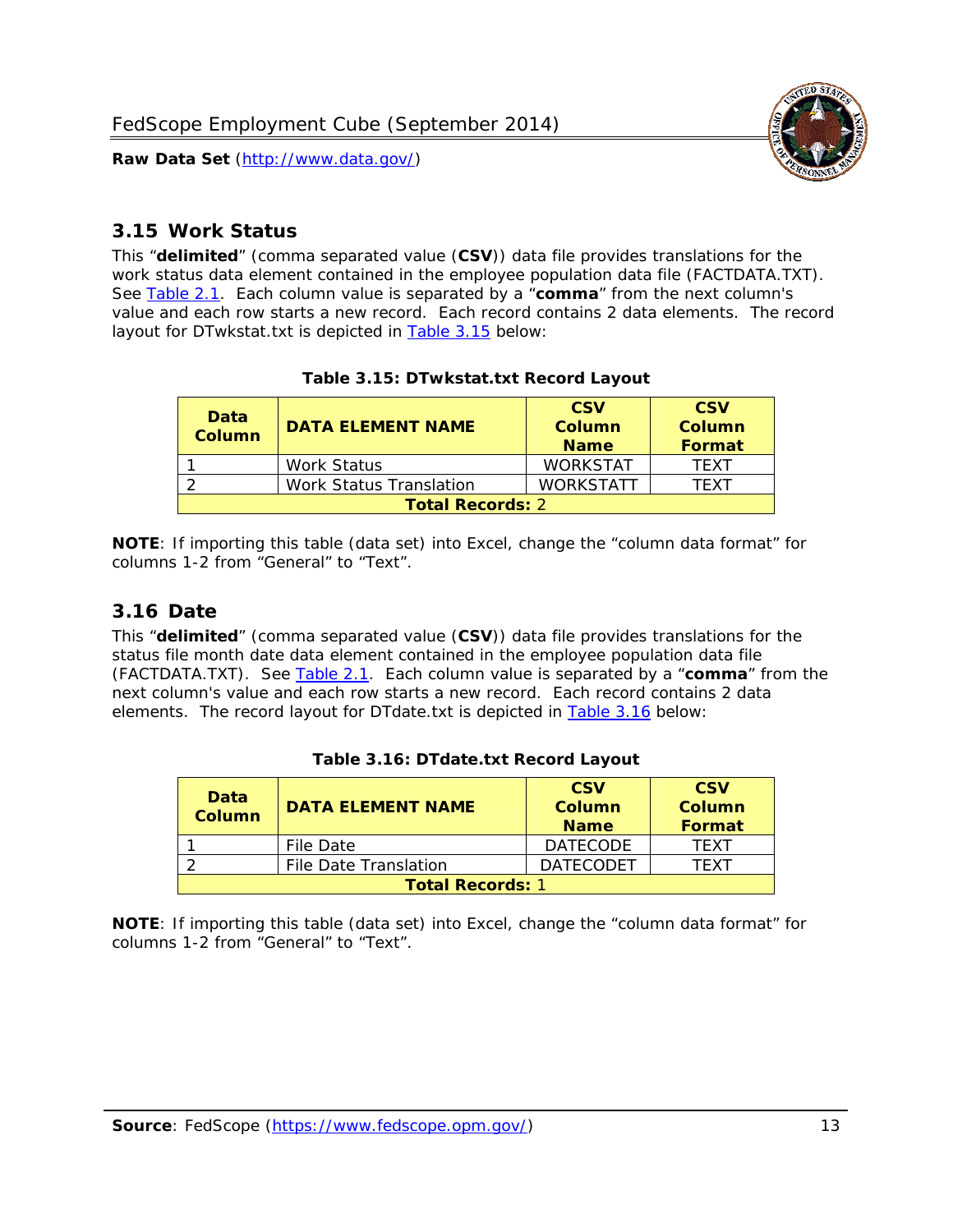## 3.15 Work Status

This "**delimited**" (comma separated value (**CSV**)) data file provides translations for the work status data element contained in the employee population data file (FACTDATA.TXT). See Table 2.1. Each column value is separated by a "**comma**" from the next column's value and each row starts a new record. Each record contains 2 data elements. The record layout for DTwkstat.txt is depicted in Table 3.15 below:

**Table 3.15: DTwkstat.txt Record Layout**

| Data Column | DATA ELEMENT NAME | CSV Column Name | CSV Column Format |
|---|---|---|---|
| 1 | Work Status | WORKSTAT | TEXT |
| 2 | Work Status Translation | WORKSTATT | TEXT |
| **Total Records:** 2 | | | |

**NOTE**: If importing this table (data set) into Excel, change the "column data format" for columns 1-2 from "General" to "Text".

## 3.16 Date

This "**delimited**" (comma separated value (**CSV**)) data file provides translations for the status file month date data element contained in the employee population data file (FACTDATA.TXT). See Table 2.1. Each column value is separated by a "**comma**" from the next column's value and each row starts a new record. Each record contains 2 data elements. The record layout for DTdate.txt is depicted in Table 3.16 below:

**Table 3.16: DTdate.txt Record Layout**

| Data Column | DATA ELEMENT NAME | CSV Column Name | CSV Column Format |
|---|---|---|---|
| 1 | File Date | DATECODE | TEXT |
| 2 | File Date Translation | DATECODET | TEXT |
| **Total Records:** 1 | | | |

**NOTE**: If importing this table (data set) into Excel, change the "column data format" for columns 1-2 from "General" to "Text".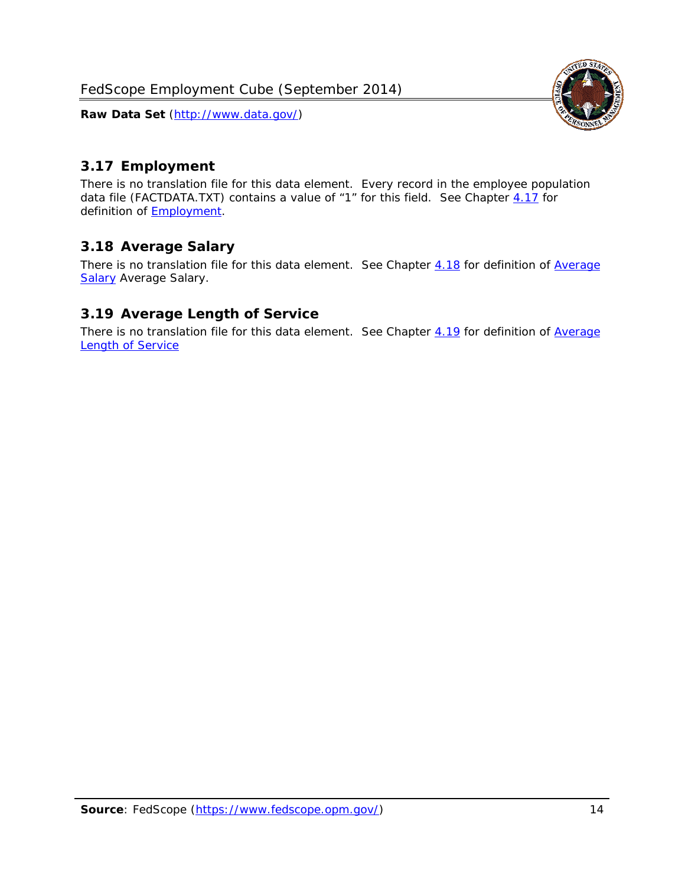## 3.17 Employment

There is no translation file for this data element. Every record in the employee population data file (FACTDATA.TXT) contains a value of "1" for this field. See Chapter 4.17 for definition of Employment.

## 3.18 Average Salary

There is no translation file for this data element. See Chapter 4.18 for definition of Average Salary Average Salary.

## 3.19 Average Length of Service

There is no translation file for this data element. See Chapter 4.19 for definition of Average Length of Service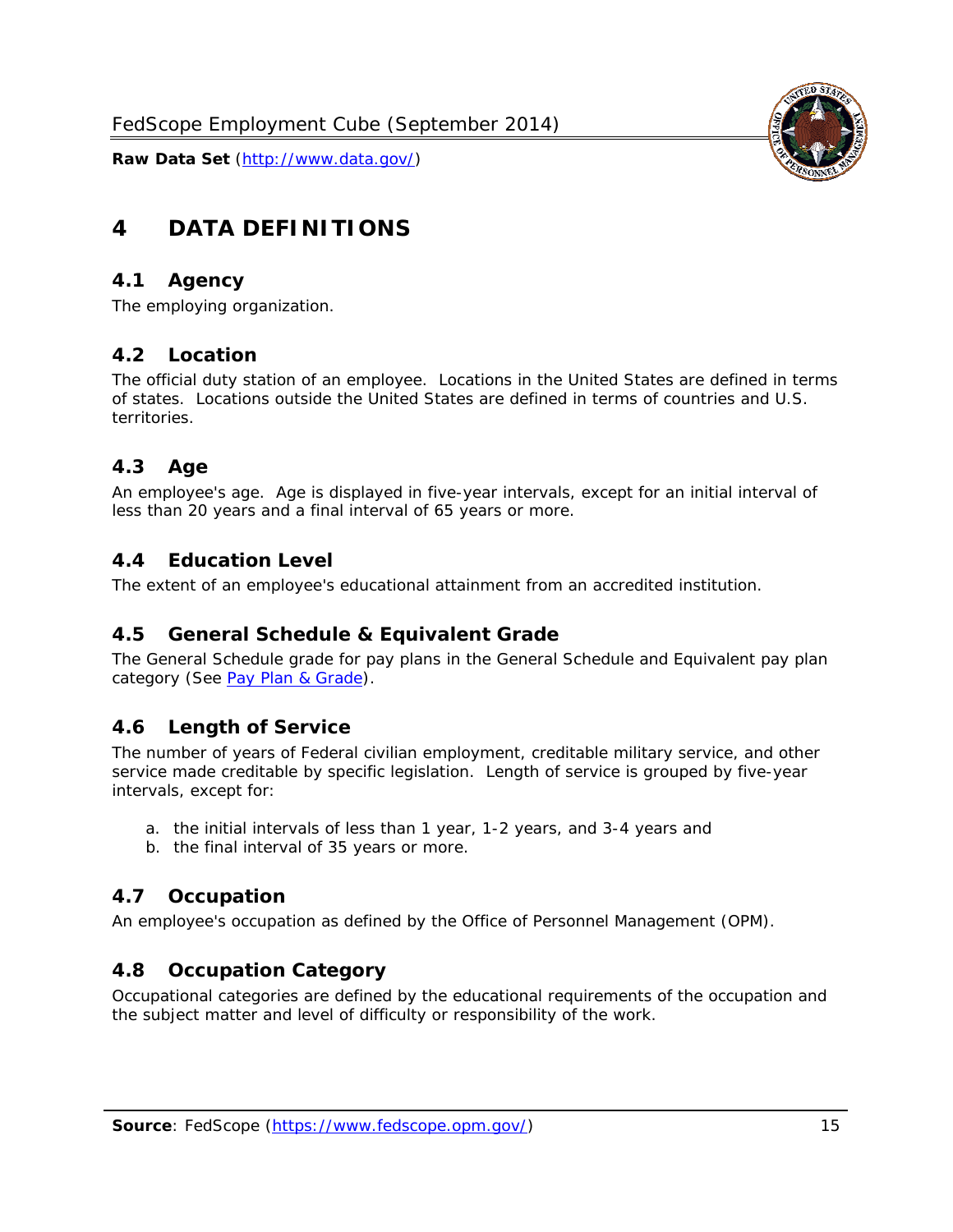# 4 DATA DEFINITIONS

## 4.1 Agency

The employing organization.

## 4.2 Location

The official duty station of an employee. Locations in the United States are defined in terms of states. Locations outside the United States are defined in terms of countries and U.S. territories.

## 4.3 Age

An employee's age. Age is displayed in five-year intervals, except for an initial interval of less than 20 years and a final interval of 65 years or more.

## 4.4 Education Level

The extent of an employee's educational attainment from an accredited institution.

## 4.5 General Schedule & Equivalent Grade

The General Schedule grade for pay plans in the General Schedule and Equivalent pay plan category (See Pay Plan & Grade).

## 4.6 Length of Service

The number of years of Federal civilian employment, creditable military service, and other service made creditable by specific legislation. Length of service is grouped by five-year intervals, except for:

a. the initial intervals of less than 1 year, 1-2 years, and 3-4 years and
b. the final interval of 35 years or more.

## 4.7 Occupation

An employee's occupation as defined by the Office of Personnel Management (OPM).

## 4.8 Occupation Category

Occupational categories are defined by the educational requirements of the occupation and the subject matter and level of difficulty or responsibility of the work.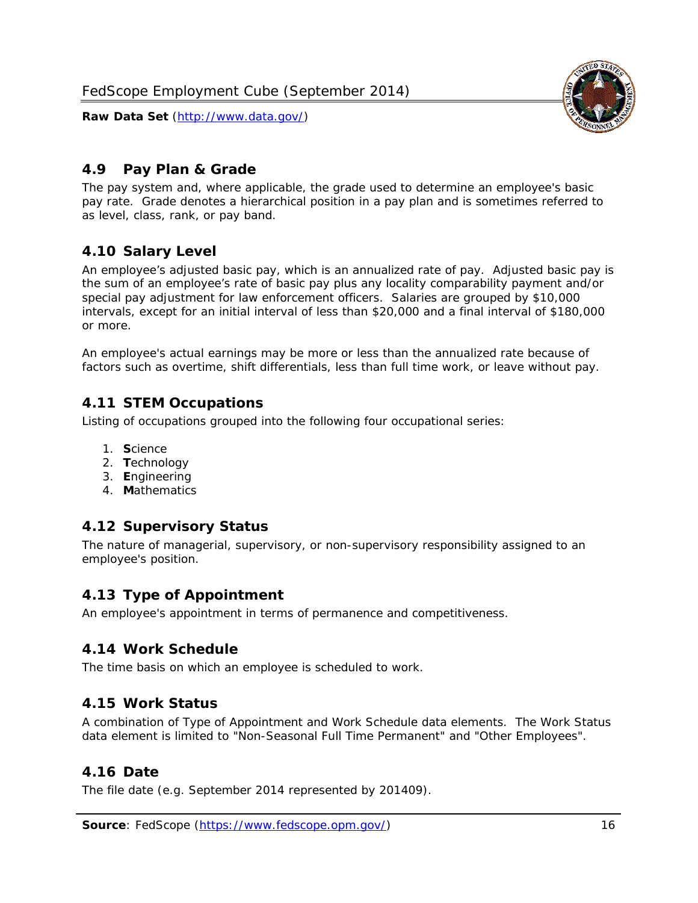## 4.9 Pay Plan & Grade

The pay system and, where applicable, the grade used to determine an employee's basic pay rate. Grade denotes a hierarchical position in a pay plan and is sometimes referred to as level, class, rank, or pay band.

## 4.10 Salary Level

An employee's adjusted basic pay, which is an annualized rate of pay. Adjusted basic pay is the sum of an employee's rate of basic pay plus any locality comparability payment and/or special pay adjustment for law enforcement officers. Salaries are grouped by $10,000 intervals, except for an initial interval of less than $20,000 and a final interval of $180,000 or more.

An employee's actual earnings may be more or less than the annualized rate because of factors such as overtime, shift differentials, less than full time work, or leave without pay.

## 4.11 STEM Occupations

Listing of occupations grouped into the following four occupational series:

1. **S**cience
2. **T**echnology
3. **E**ngineering
4. **M**athematics

## 4.12 Supervisory Status

The nature of managerial, supervisory, or non-supervisory responsibility assigned to an employee's position.

## 4.13 Type of Appointment

An employee's appointment in terms of permanence and competitiveness.

## 4.14 Work Schedule

The time basis on which an employee is scheduled to work.

## 4.15 Work Status

A combination of Type of Appointment and Work Schedule data elements. The Work Status data element is limited to "Non-Seasonal Full Time Permanent" and "Other Employees".

## 4.16 Date

The file date (e.g. September 2014 represented by 201409).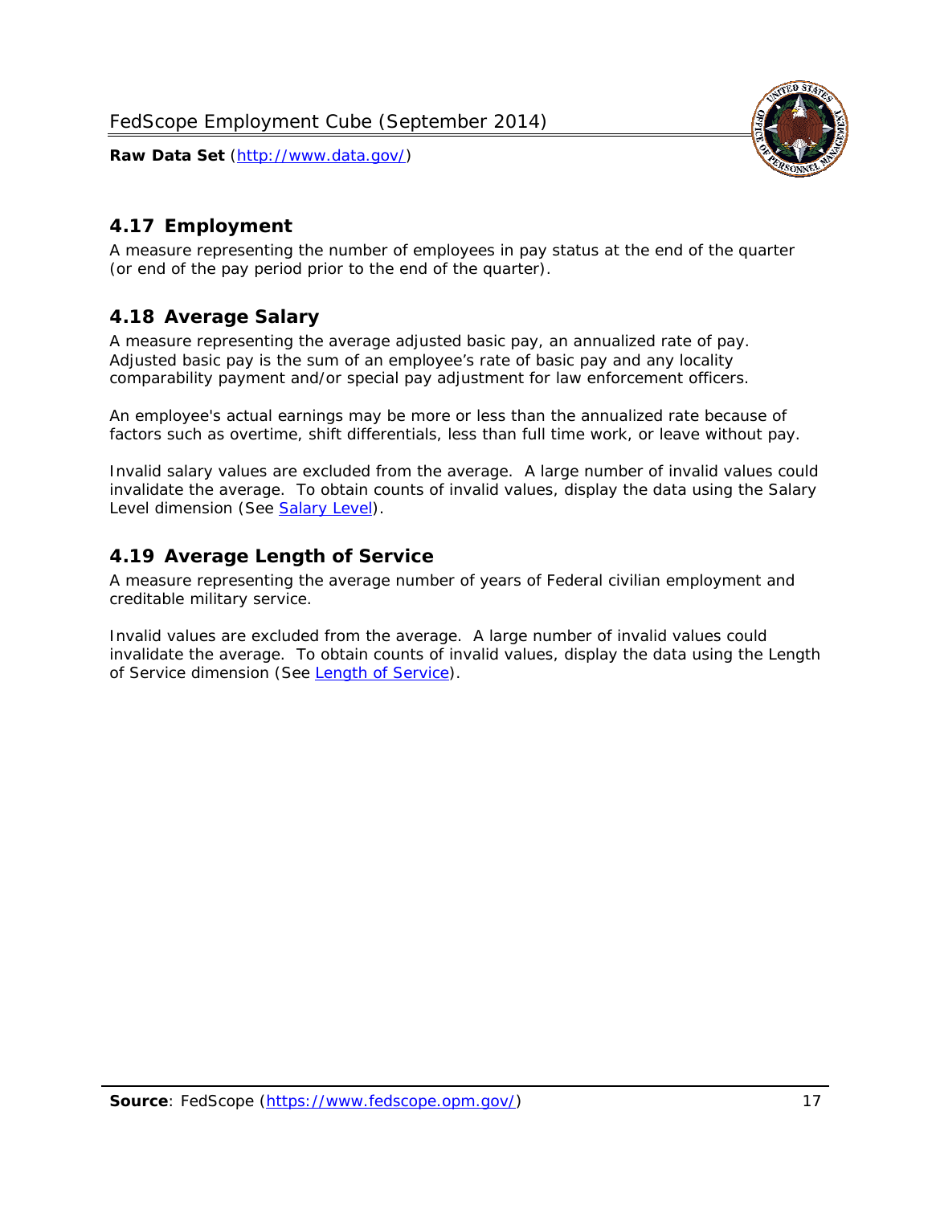## 4.17 Employment

A measure representing the number of employees in pay status at the end of the quarter (or end of the pay period prior to the end of the quarter).

## 4.18 Average Salary

A measure representing the average adjusted basic pay, an annualized rate of pay. Adjusted basic pay is the sum of an employee's rate of basic pay and any locality comparability payment and/or special pay adjustment for law enforcement officers.

An employee's actual earnings may be more or less than the annualized rate because of factors such as overtime, shift differentials, less than full time work, or leave without pay.

Invalid salary values are excluded from the average. A large number of invalid values could invalidate the average. To obtain counts of invalid values, display the data using the Salary Level dimension (See [Salary Level]).

## 4.19 Average Length of Service

A measure representing the average number of years of Federal civilian employment and creditable military service.

Invalid values are excluded from the average. A large number of invalid values could invalidate the average. To obtain counts of invalid values, display the data using the Length of Service dimension (See [Length of Service]).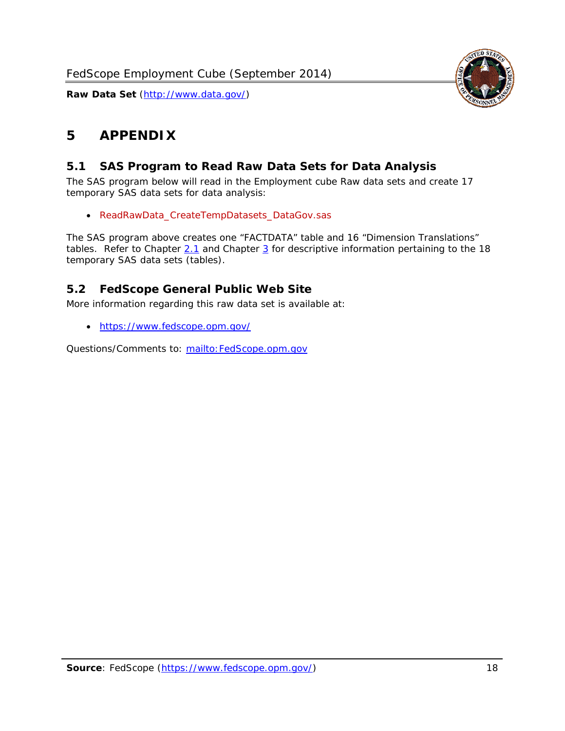# 5 APPENDIX

## 5.1 SAS Program to Read Raw Data Sets for Data Analysis

The SAS program below will read in the Employment cube Raw data sets and create 17 temporary SAS data sets for data analysis:

- ReadRawData_CreateTempDatasets_DataGov.sas

The SAS program above creates one "FACTDATA" table and 16 "Dimension Translations" tables. Refer to Chapter 2.1 and Chapter 3 for descriptive information pertaining to the 18 temporary SAS data sets (tables).

## 5.2 FedScope General Public Web Site

More information regarding this raw data set is available at:

- https://www.fedscope.opm.gov/

Questions/Comments to: mailto:FedScope.opm.gov